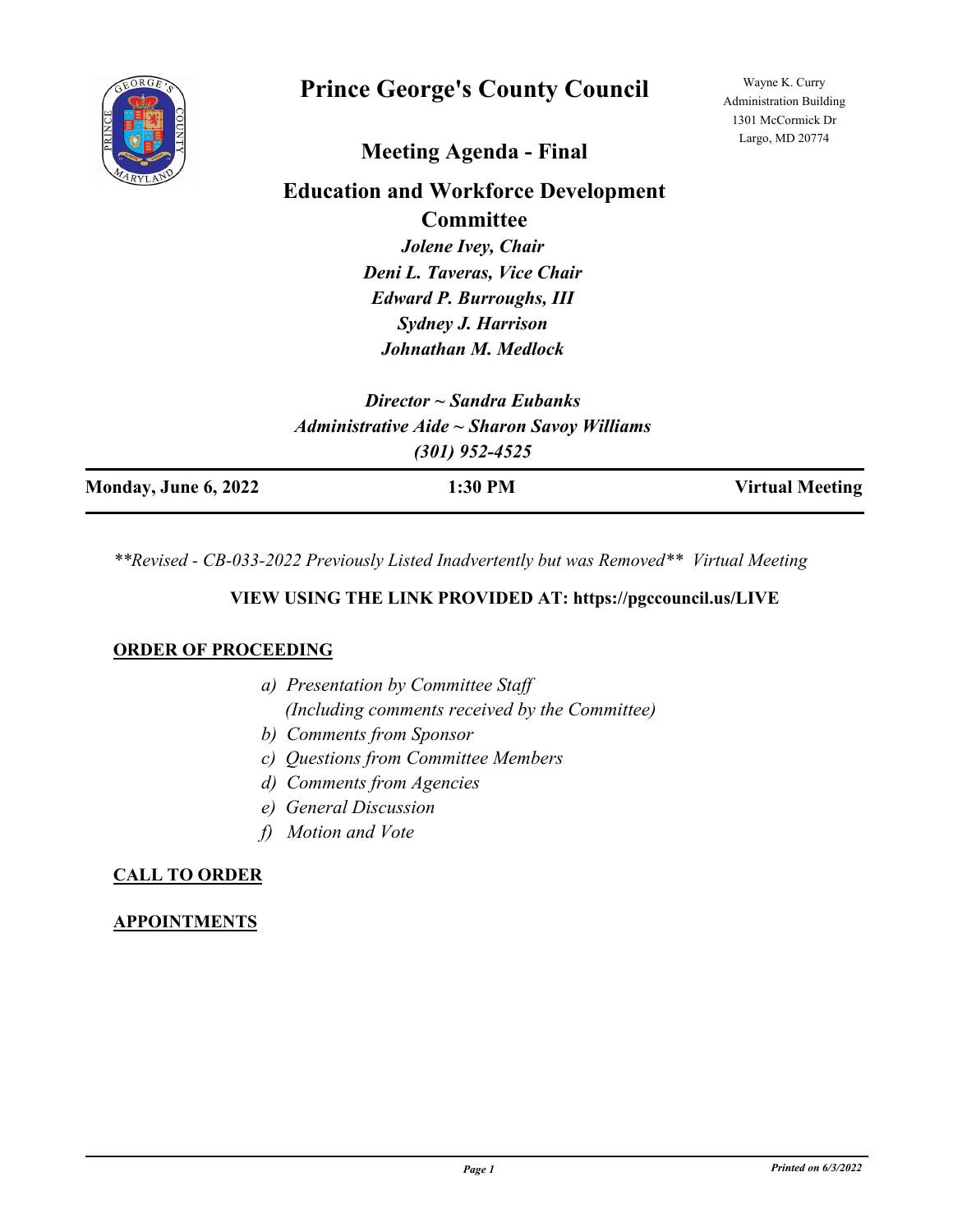# Prince George's County Council

Wayne K. Curry Administration Building
1301 McCormick Dr
Largo, MD 20774

## Meeting Agenda - Final

## Education and Workforce Development Committee

*Jolene Ivey, Chair*
*Deni L. Taveras, Vice Chair*
*Edward P. Burroughs, III*
*Sydney J. Harrison*
*Johnathan M. Medlock*

*Director ~ Sandra Eubanks*
*Administrative Aide ~ Sharon Savoy Williams*
*(301) 952-4525*

| **Monday, June 6, 2022** | **1:30 PM** | **Virtual Meeting** |
|---|---|---|

*\**Revised - CB-033-2022 Previously Listed Inadvertently but was Removed\*\* Virtual Meeting*

**VIEW USING THE LINK PROVIDED AT: https://pgccouncil.us/LIVE**

**ORDER OF PROCEEDING**

*a) Presentation by Committee Staff*
*(Including comments received by the Committee)*
*b) Comments from Sponsor*
*c) Questions from Committee Members*
*d) Comments from Agencies*
*e) General Discussion*
*f) Motion and Vote*

**CALL TO ORDER**

**APPOINTMENTS**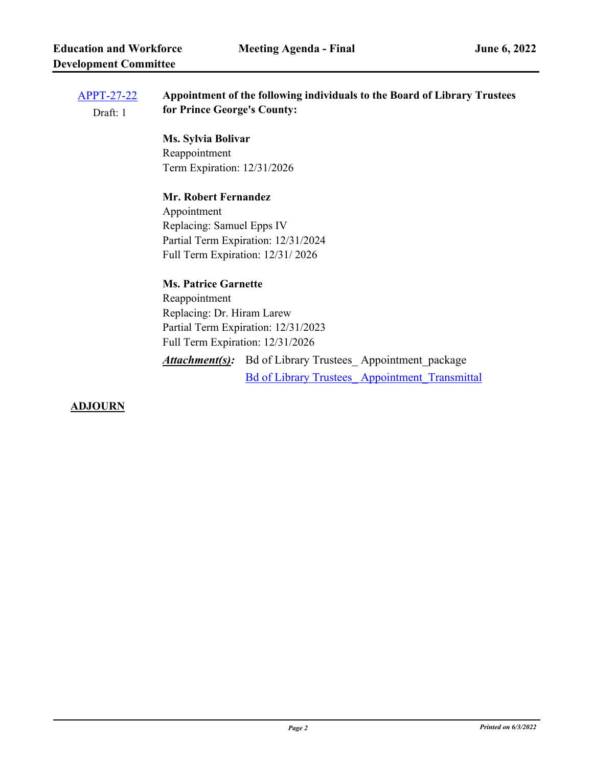APPT-27-22

Draft: 1

**Appointment of the following individuals to the Board of Library Trustees for Prince George's County:**

**Ms. Sylvia Bolivar**
Reappointment
Term Expiration: 12/31/2026

**Mr. Robert Fernandez**
Appointment
Replacing: Samuel Epps IV
Partial Term Expiration: 12/31/2024
Full Term Expiration: 12/31/ 2026

**Ms. Patrice Garnette**
Reappointment
Replacing: Dr. Hiram Larew
Partial Term Expiration: 12/31/2023
Full Term Expiration: 12/31/2026

***Attachment(s):*** Bd of Library Trustees_ Appointment_package
Bd of Library Trustees_ Appointment_Transmittal

**ADJOURN**